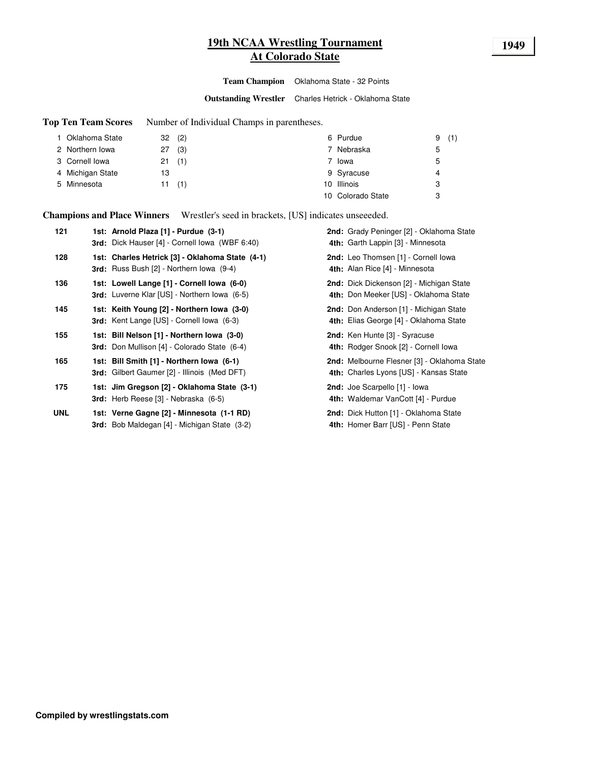# 19th NCAA Wrestling Tournament
# At Colorado State

**1949**

**Team Champion** Oklahoma State - 32 Points

**Outstanding Wrestler** Charles Hetrick - Oklahoma State

**Top Ten Team Scores** Number of Individual Champs in parentheses.

| | | | |
|---|---|---|---|
| 1 | Oklahoma State | 32 | (2) |
| 2 | Northern Iowa | 27 | (3) |
| 3 | Cornell Iowa | 21 | (1) |
| 4 | Michigan State | 13 | |
| 5 | Minnesota | 11 | (1) |
| 6 | Purdue | 9 | (1) |
| 7 | Nebraska | 5 | |
| 7 | Iowa | 5 | |
| 9 | Syracuse | 4 | |
| 10 | Illinois | 3 | |
| 10 | Colorado State | 3 | |

**Champions and Place Winners** Wrestler's seed in brackets, [US] indicates unseeeded.

| | | |
|---|---|---|
| **121** | **1st: Arnold Plaza [1] - Purdue (3-1)** | **2nd:** Grady Peninger [2] - Oklahoma State |
| | **3rd:** Dick Hauser [4] - Cornell Iowa (WBF 6:40) | **4th:** Garth Lappin [3] - Minnesota |
| **128** | **1st: Charles Hetrick [3] - Oklahoma State (4-1)** | **2nd:** Leo Thomsen [1] - Cornell Iowa |
| | **3rd:** Russ Bush [2] - Northern Iowa (9-4) | **4th:** Alan Rice [4] - Minnesota |
| **136** | **1st: Lowell Lange [1] - Cornell Iowa (6-0)** | **2nd:** Dick Dickenson [2] - Michigan State |
| | **3rd:** Luverne Klar [US] - Northern Iowa (6-5) | **4th:** Don Meeker [US] - Oklahoma State |
| **145** | **1st: Keith Young [2] - Northern Iowa (3-0)** | **2nd:** Don Anderson [1] - Michigan State |
| | **3rd:** Kent Lange [US] - Cornell Iowa (6-3) | **4th:** Elias George [4] - Oklahoma State |
| **155** | **1st: Bill Nelson [1] - Northern Iowa (3-0)** | **2nd:** Ken Hunte [3] - Syracuse |
| | **3rd:** Don Mullison [4] - Colorado State (6-4) | **4th:** Rodger Snook [2] - Cornell Iowa |
| **165** | **1st: Bill Smith [1] - Northern Iowa (6-1)** | **2nd:** Melbourne Flesner [3] - Oklahoma State |
| | **3rd:** Gilbert Gaumer [2] - Illinois (Med DFT) | **4th:** Charles Lyons [US] - Kansas State |
| **175** | **1st: Jim Gregson [2] - Oklahoma State (3-1)** | **2nd:** Joe Scarpello [1] - Iowa |
| | **3rd:** Herb Reese [3] - Nebraska (6-5) | **4th:** Waldemar VanCott [4] - Purdue |
| **UNL** | **1st: Verne Gagne [2] - Minnesota (1-1 RD)** | **2nd:** Dick Hutton [1] - Oklahoma State |
| | **3rd:** Bob Maldegan [4] - Michigan State (3-2) | **4th:** Homer Barr [US] - Penn State |

**Compiled by wrestlingstats.com**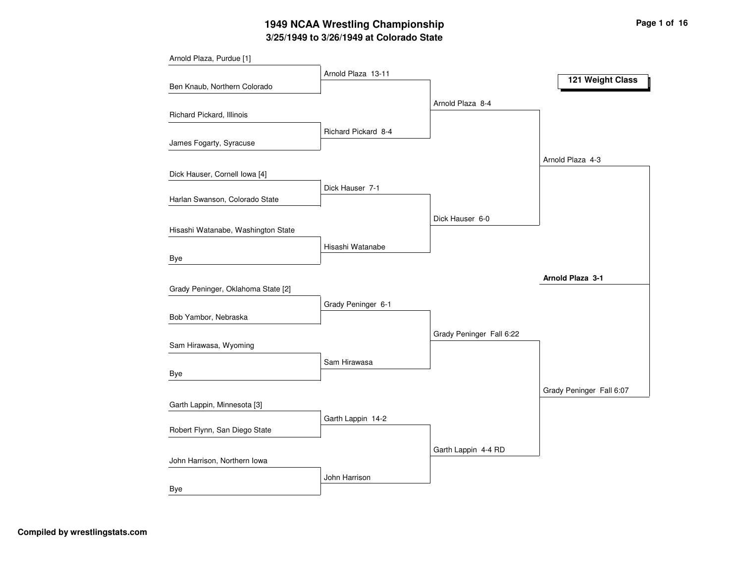# 1949 NCAA Wrestling Championship

## 3/25/1949 to 3/26/1949 at Colorado State

### 121 Weight Class

**First Round**

- Arnold Plaza, Purdue [1] vs. Ben Knaub, Northern Colorado — Arnold Plaza 13-11
- Richard Pickard, Illinois vs. James Fogarty, Syracuse — Richard Pickard 8-4
- Dick Hauser, Cornell Iowa [4] vs. Harlan Swanson, Colorado State — Dick Hauser 7-1
- Hisashi Watanabe, Washington State vs. Bye — Hisashi Watanabe
- Grady Peninger, Oklahoma State [2] vs. Bob Yambor, Nebraska — Grady Peninger 6-1
- Sam Hirawasa, Wyoming vs. Bye — Sam Hirawasa
- Garth Lappin, Minnesota [3] vs. Robert Flynn, San Diego State — Garth Lappin 14-2
- John Harrison, Northern Iowa vs. Bye — John Harrison

**Quarterfinals**

- Arnold Plaza 8-4
- Dick Hauser 6-0
- Grady Peninger Fall 6:22
- Garth Lappin 4-4 RD

**Semifinals**

- Arnold Plaza 4-3
- Grady Peninger Fall 6:07

**Final**

- **Arnold Plaza 3-1**

Compiled by wrestlingstats.com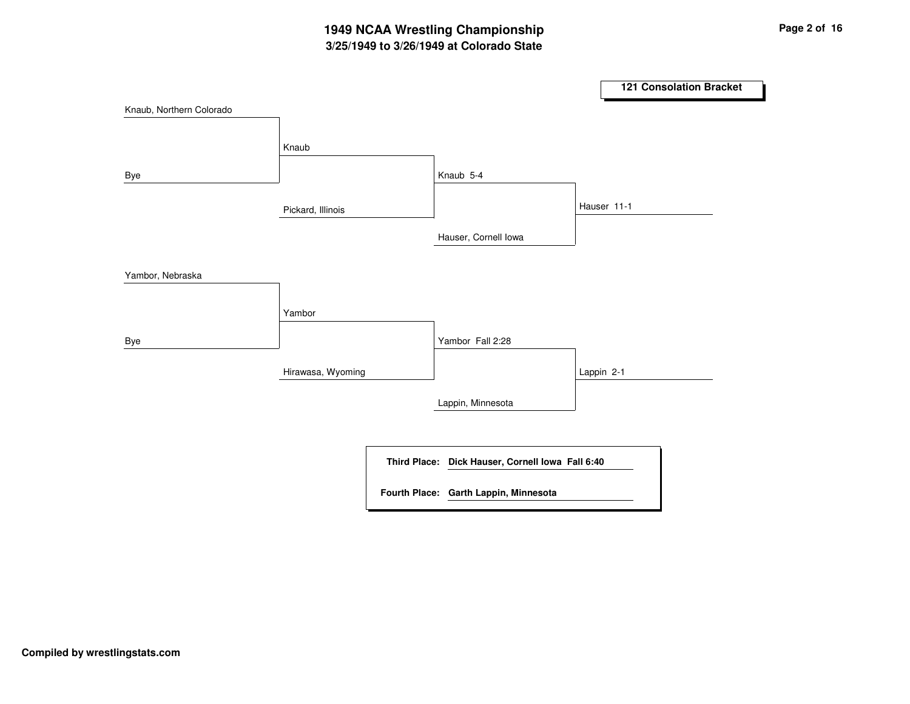# 1949 NCAA Wrestling Championship

## 3/25/1949 to 3/26/1949 at Colorado State

### 121 Consolation Bracket

Knaub, Northern Colorado

Bye

Knaub

Pickard, Illinois

Knaub 5-4

Hauser, Cornell Iowa

Hauser 11-1

Yambor, Nebraska

Bye

Yambor

Hirawasa, Wyoming

Yambor Fall 2:28

Lappin, Minnesota

Lappin 2-1

**Third Place:** **Dick Hauser, Cornell Iowa Fall 6:40**

**Fourth Place:** **Garth Lappin, Minnesota**

**Compiled by wrestlingstats.com**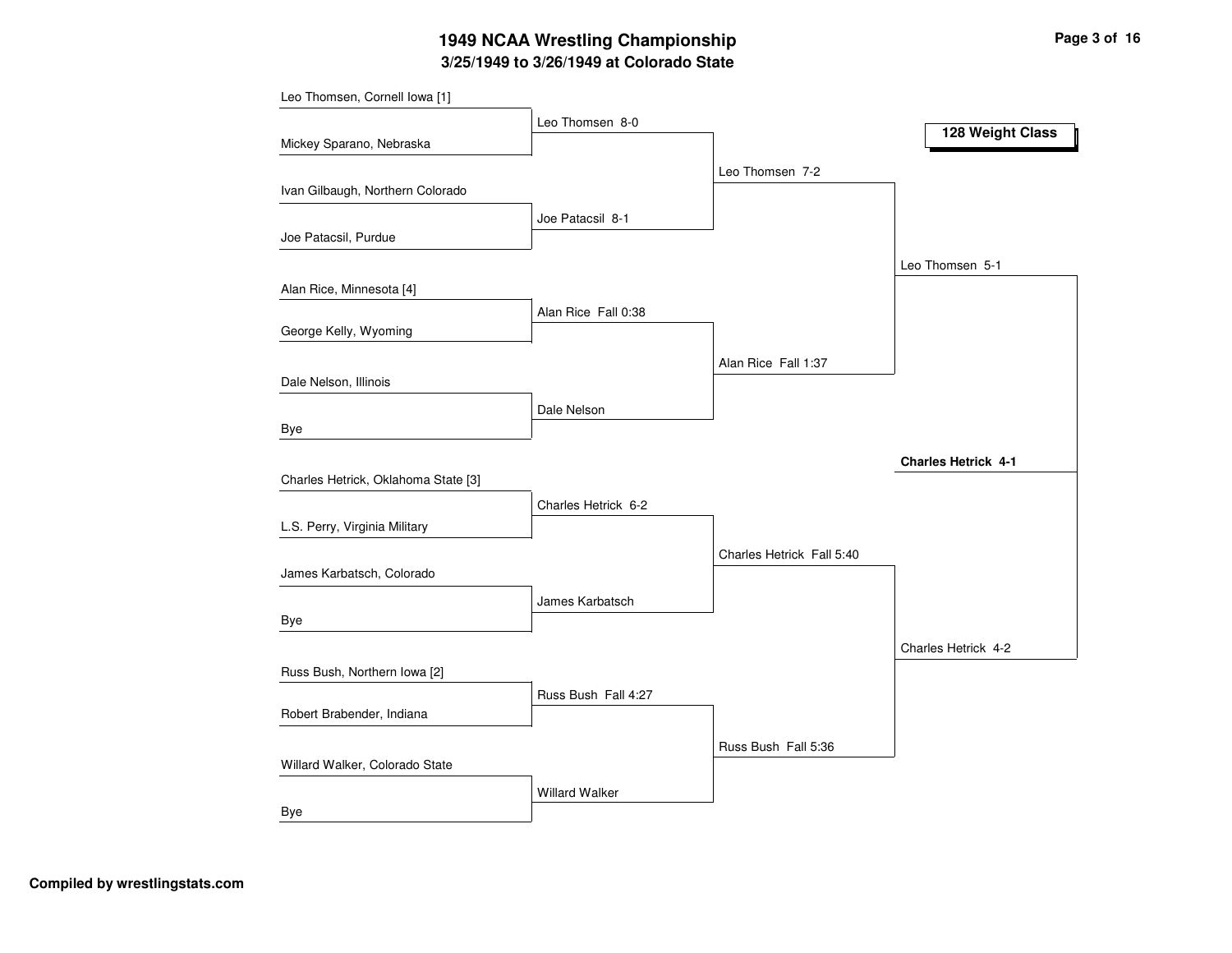# 1949 NCAA Wrestling Championship

## 3/25/1949 to 3/26/1949 at Colorado State

**128 Weight Class**

### First Round

- Leo Thomsen, Cornell Iowa [1]
- Mickey Sparano, Nebraska
- Ivan Gilbaugh, Northern Colorado
- Joe Patacsil, Purdue
- Alan Rice, Minnesota [4]
- George Kelly, Wyoming
- Dale Nelson, Illinois
- Bye
- Charles Hetrick, Oklahoma State [3]
- L.S. Perry, Virginia Military
- James Karbatsch, Colorado
- Bye
- Russ Bush, Northern Iowa [2]
- Robert Brabender, Indiana
- Willard Walker, Colorado State
- Bye

### Second Round

- Leo Thomsen 8-0
- Joe Patacsil 8-1
- Alan Rice Fall 0:38
- Dale Nelson
- Charles Hetrick 6-2
- James Karbatsch
- Russ Bush Fall 4:27
- Willard Walker

### Quarterfinals

- Leo Thomsen 7-2
- Alan Rice Fall 1:37
- Charles Hetrick Fall 5:40
- Russ Bush Fall 5:36

### Semifinals

- Leo Thomsen 5-1
- Charles Hetrick 4-2

### Final

**Charles Hetrick 4-1**

**Compiled by wrestlingstats.com**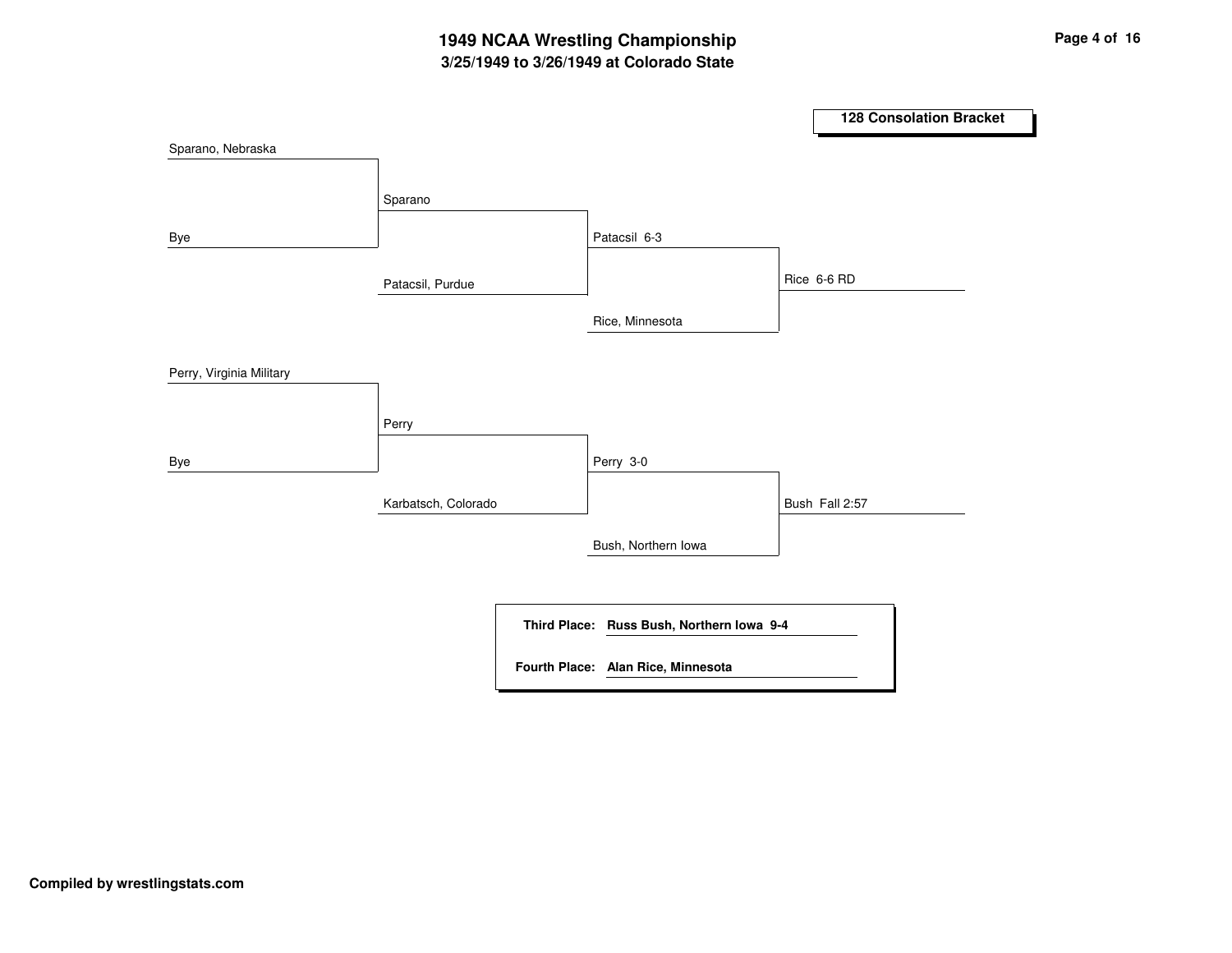# 1949 NCAA Wrestling Championship

## 3/25/1949 to 3/26/1949 at Colorado State

### 128 Consolation Bracket

Sparano, Nebraska

Bye

Sparano

Patacsil, Purdue

Patacsil 6-3

Rice, Minnesota

Rice 6-6 RD

Perry, Virginia Military

Bye

Perry

Karbatsch, Colorado

Perry 3-0

Bush, Northern Iowa

Bush Fall 2:57

**Third Place:** **Russ Bush, Northern Iowa 9-4**

**Fourth Place:** **Alan Rice, Minnesota**

**Compiled by wrestlingstats.com**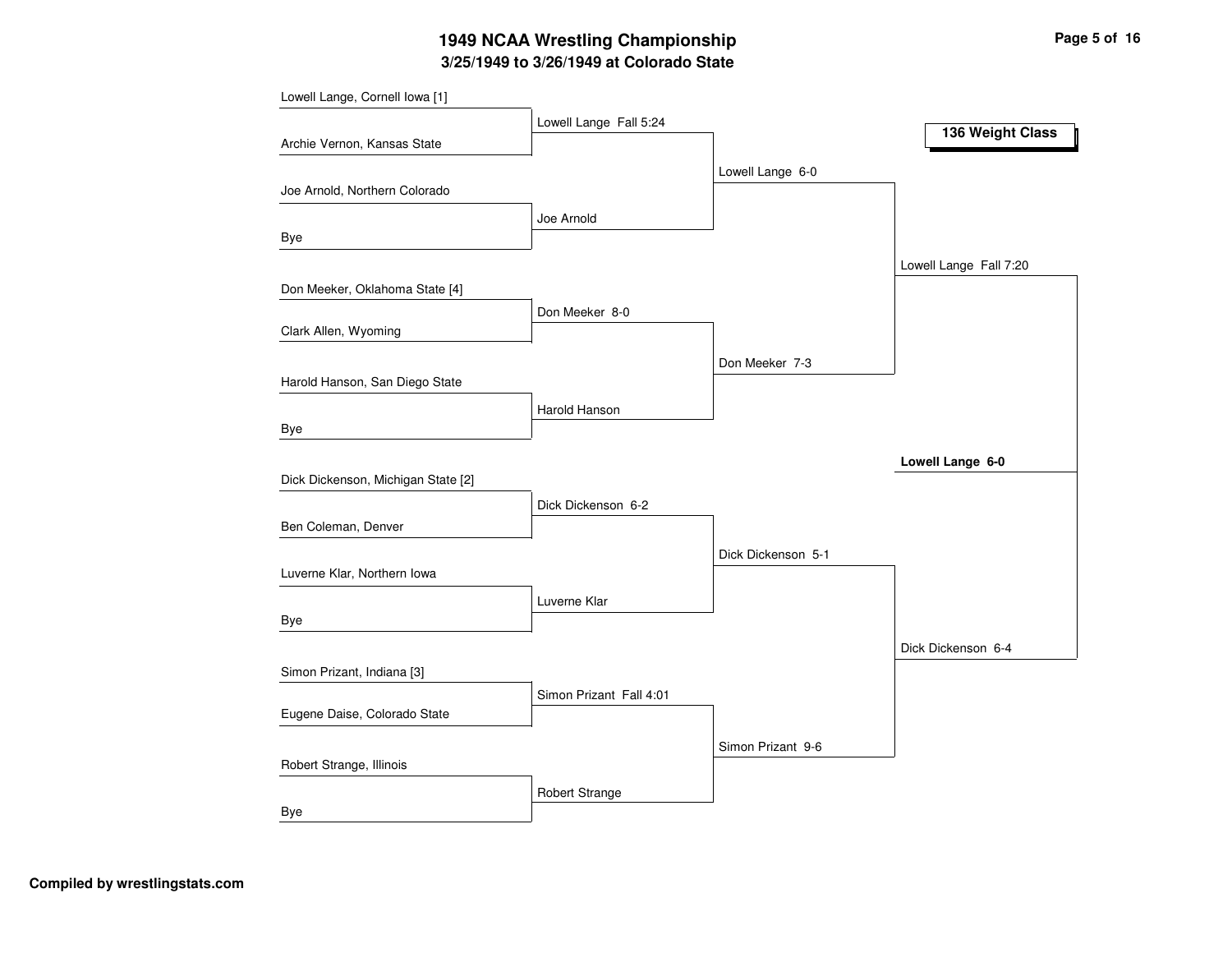# 1949 NCAA Wrestling Championship

## 3/25/1949 to 3/26/1949 at Colorado State

**136 Weight Class**

### First Round

- Lowell Lange, Cornell Iowa [1] vs. Archie Vernon, Kansas State — Lowell Lange Fall 5:24
- Joe Arnold, Northern Colorado vs. Bye — Joe Arnold
- Don Meeker, Oklahoma State [4] vs. Clark Allen, Wyoming — Don Meeker 8-0
- Harold Hanson, San Diego State vs. Bye — Harold Hanson
- Dick Dickenson, Michigan State [2] vs. Ben Coleman, Denver — Dick Dickenson 6-2
- Luverne Klar, Northern Iowa vs. Bye — Luverne Klar
- Simon Prizant, Indiana [3] vs. Eugene Daise, Colorado State — Simon Prizant Fall 4:01
- Robert Strange, Illinois vs. Bye — Robert Strange

### Quarterfinals

- Lowell Lange 6-0
- Don Meeker 7-3
- Dick Dickenson 5-1
- Simon Prizant 9-6

### Semifinals

- Lowell Lange Fall 7:20
- Dick Dickenson 6-4

### Final

**Lowell Lange 6-0**

Compiled by wrestlingstats.com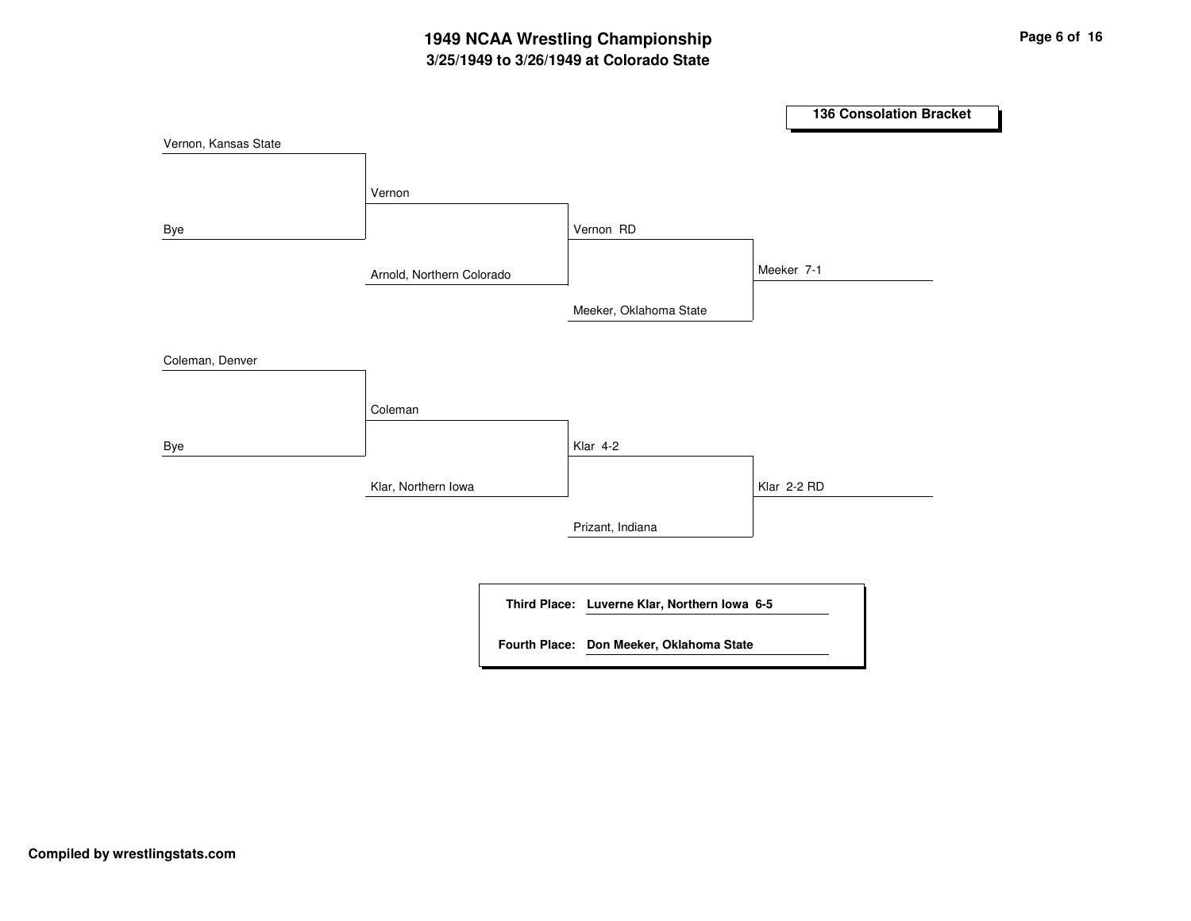# 1949 NCAA Wrestling Championship

## 3/25/1949 to 3/26/1949 at Colorado State

### 136 Consolation Bracket

Vernon, Kansas State

Bye

Vernon

Arnold, Northern Colorado

Vernon RD

Meeker, Oklahoma State

Meeker 7-1

Coleman, Denver

Bye

Coleman

Klar, Northern Iowa

Klar 4-2

Prizant, Indiana

Klar 2-2 RD

**Third Place:** **Luverne Klar, Northern Iowa 6-5**

**Fourth Place:** **Don Meeker, Oklahoma State**

**Compiled by wrestlingstats.com**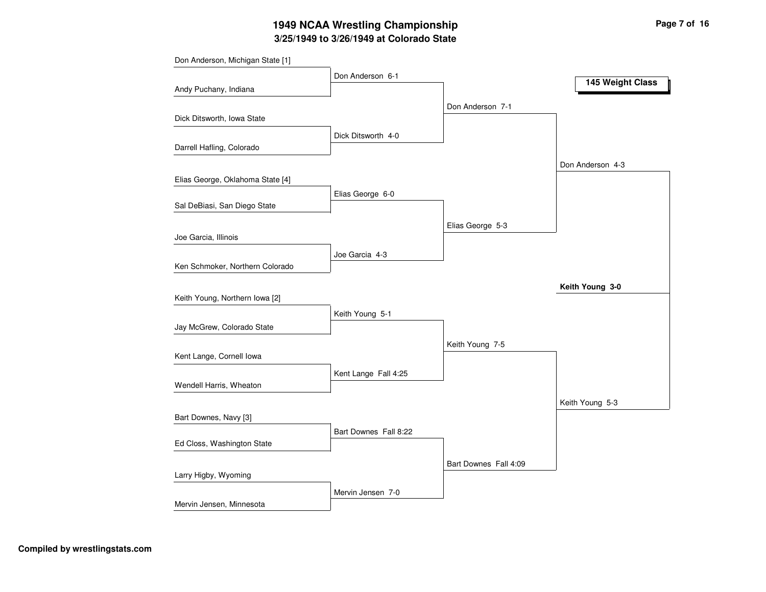# 1949 NCAA Wrestling Championship

## 3/25/1949 to 3/26/1949 at Colorado State

### 145 Weight Class

Don Anderson, Michigan State [1]

Andy Puchany, Indiana

Don Anderson 6-1

Dick Ditsworth, Iowa State

Darrell Hafling, Colorado

Dick Ditsworth 4-0

Don Anderson 7-1

Elias George, Oklahoma State [4]

Sal DeBiasi, San Diego State

Elias George 6-0

Joe Garcia, Illinois

Ken Schmoker, Northern Colorado

Joe Garcia 4-3

Elias George 5-3

Don Anderson 4-3

**Keith Young 3-0**

Keith Young, Northern Iowa [2]

Jay McGrew, Colorado State

Keith Young 5-1

Kent Lange, Cornell Iowa

Wendell Harris, Wheaton

Kent Lange Fall 4:25

Keith Young 7-5

Bart Downes, Navy [3]

Ed Closs, Washington State

Bart Downes Fall 8:22

Larry Higby, Wyoming

Mervin Jensen, Minnesota

Mervin Jensen 7-0

Bart Downes Fall 4:09

Keith Young 5-3

**Compiled by wrestlingstats.com**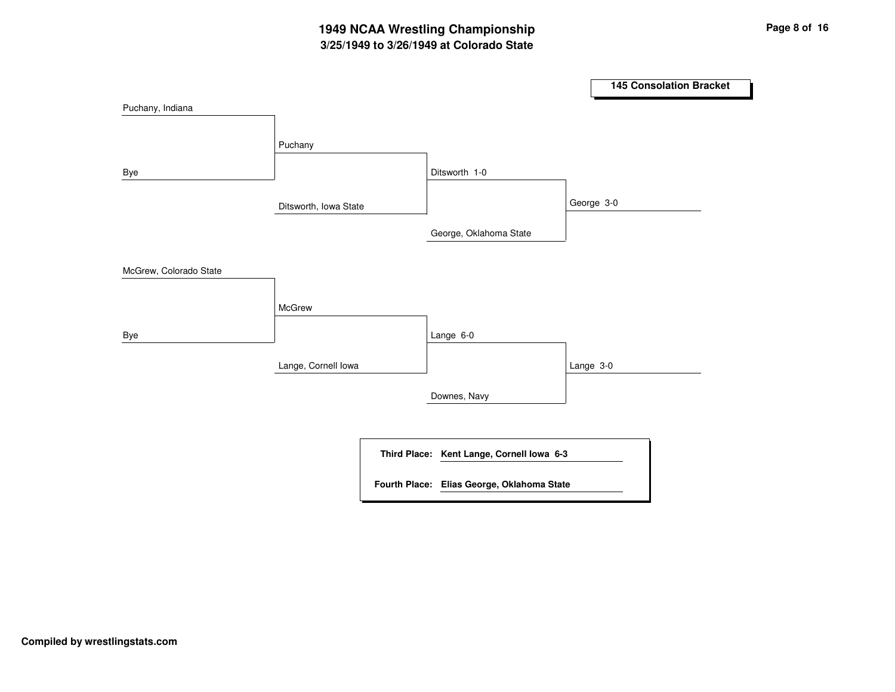# 1949 NCAA Wrestling Championship

## 3/25/1949 to 3/26/1949 at Colorado State

### 145 Consolation Bracket

Puchany, Indiana

Bye

Puchany

Ditsworth, Iowa State

Ditsworth 1-0

George, Oklahoma State

George 3-0

McGrew, Colorado State

Bye

McGrew

Lange, Cornell Iowa

Lange 6-0

Downes, Navy

Lange 3-0

**Third Place:** **Kent Lange, Cornell Iowa 6-3**

**Fourth Place:** **Elias George, Oklahoma State**

**Compiled by wrestlingstats.com**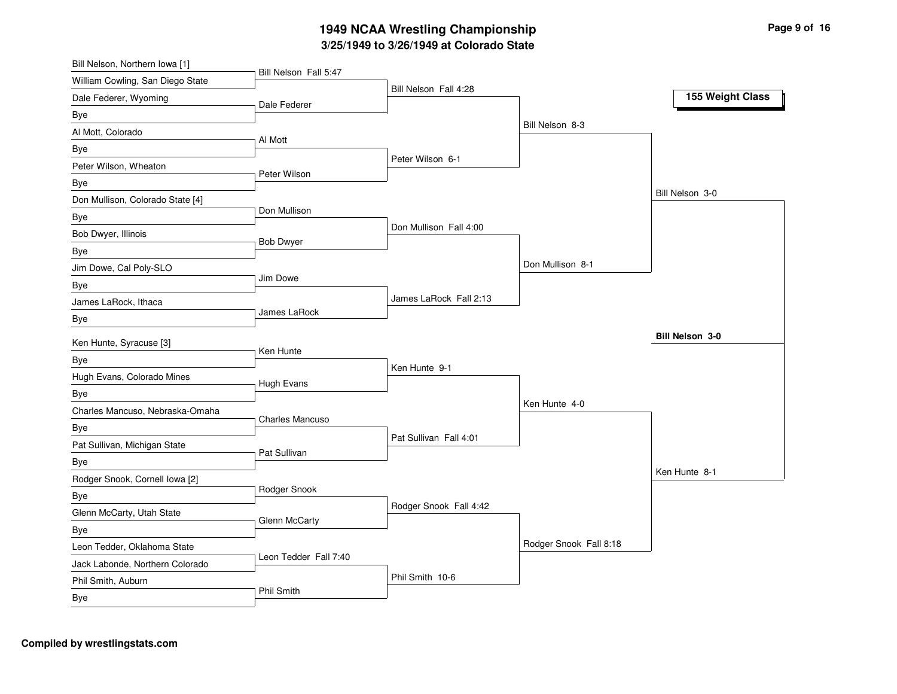# 1949 NCAA Wrestling Championship

## 3/25/1949 to 3/26/1949 at Colorado State

### 155 Weight Class

**First Round**

- Bill Nelson, Northern Iowa [1] vs. William Cowling, San Diego State — Bill Nelson Fall 5:47
- Dale Federer, Wyoming vs. Bye — Dale Federer
- Al Mott, Colorado vs. Bye — Al Mott
- Peter Wilson, Wheaton vs. Bye — Peter Wilson
- Don Mullison, Colorado State [4] vs. Bye — Don Mullison
- Bob Dwyer, Illinois vs. Bye — Bob Dwyer
- Jim Dowe, Cal Poly-SLO vs. Bye — Jim Dowe
- James LaRock, Ithaca vs. Bye — James LaRock
- Ken Hunte, Syracuse [3] vs. Bye — Ken Hunte
- Hugh Evans, Colorado Mines vs. Bye — Hugh Evans
- Charles Mancuso, Nebraska-Omaha vs. Bye — Charles Mancuso
- Pat Sullivan, Michigan State vs. Bye — Pat Sullivan
- Rodger Snook, Cornell Iowa [2] vs. Bye — Rodger Snook
- Glenn McCarty, Utah State vs. Bye — Glenn McCarty
- Leon Tedder, Oklahoma State vs. Jack Labonde, Northern Colorado — Leon Tedder Fall 7:40
- Phil Smith, Auburn vs. Bye — Phil Smith

**Second Round**

- Bill Nelson Fall 4:28
- Peter Wilson 6-1
- Don Mullison Fall 4:00
- James LaRock Fall 2:13
- Ken Hunte 9-1
- Pat Sullivan Fall 4:01
- Rodger Snook Fall 4:42
- Phil Smith 10-6

**Quarterfinals**

- Bill Nelson 8-3
- Don Mullison 8-1
- Ken Hunte 4-0
- Rodger Snook Fall 8:18

**Semifinals**

- Bill Nelson 3-0
- Ken Hunte 8-1

**Final**

**Bill Nelson 3-0**

**Compiled by wrestlingstats.com**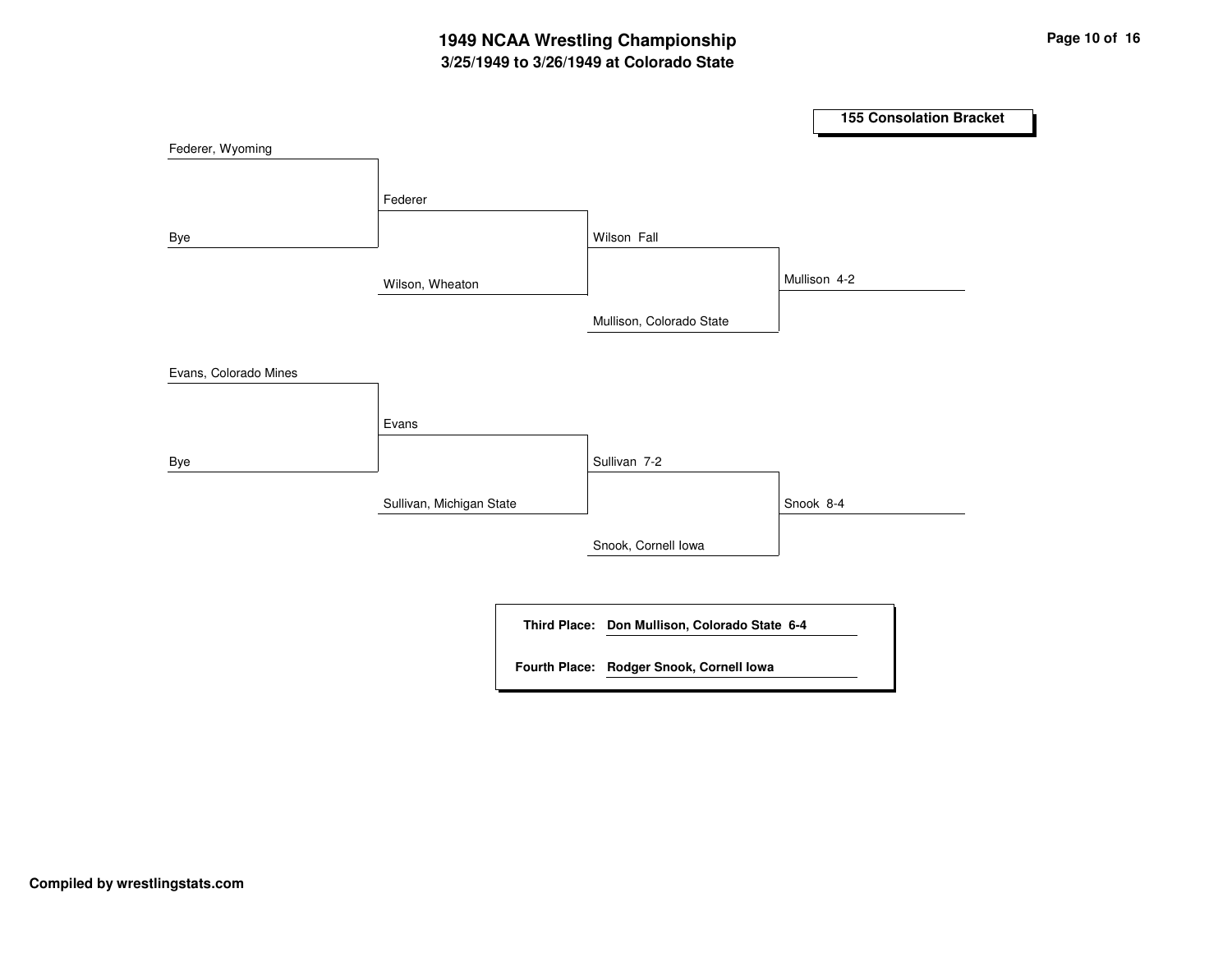# 1949 NCAA Wrestling Championship
## 3/25/1949 to 3/26/1949 at Colorado State

**155 Consolation Bracket**

Federer, Wyoming

Bye

Federer

Wilson, Wheaton

Wilson Fall

Mullison, Colorado State

Mullison 4-2

Evans, Colorado Mines

Bye

Evans

Sullivan, Michigan State

Sullivan 7-2

Snook, Cornell Iowa

Snook 8-4

**Third Place: Don Mullison, Colorado State 6-4**

**Fourth Place: Rodger Snook, Cornell Iowa**

**Compiled by wrestlingstats.com**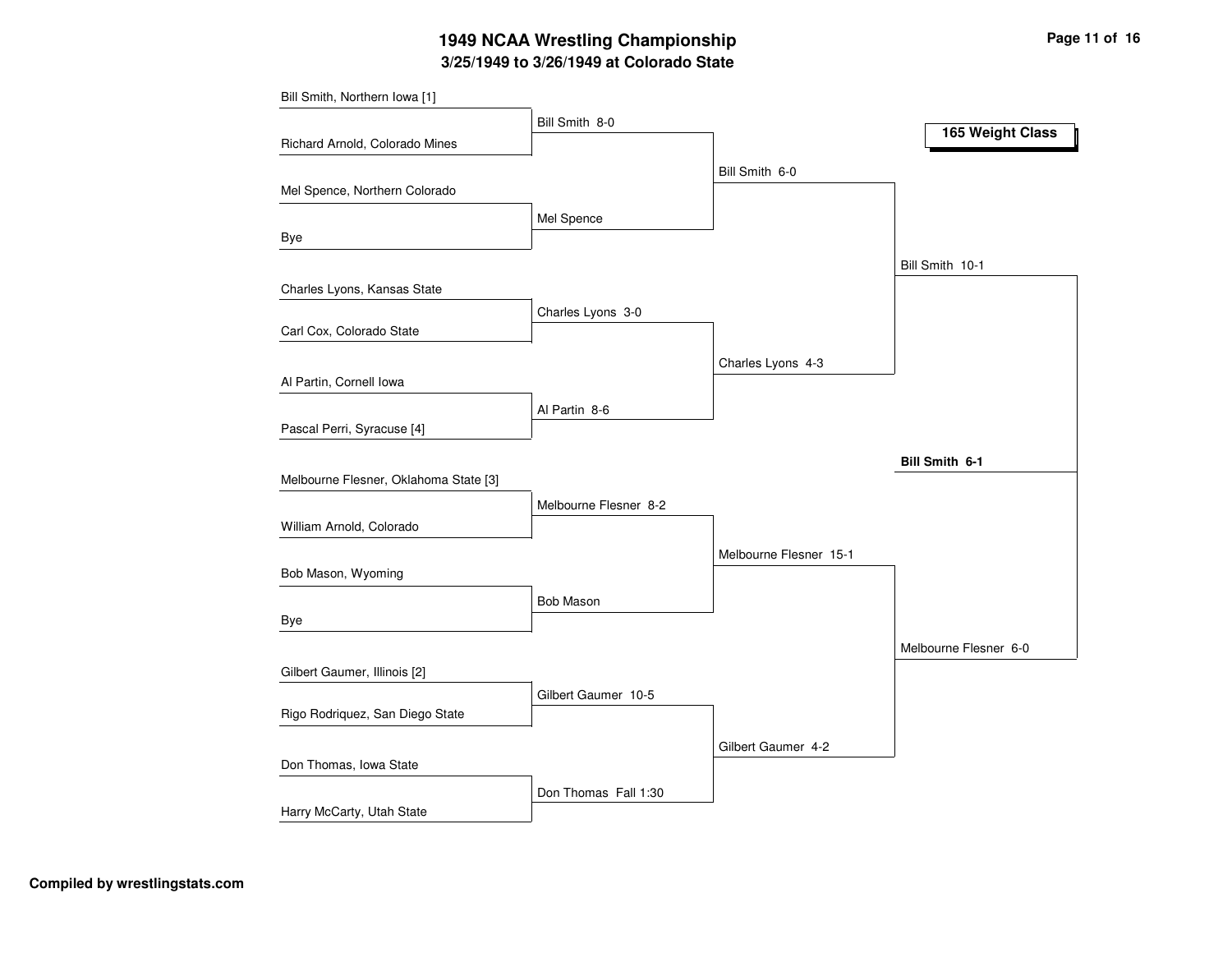# 1949 NCAA Wrestling Championship

## 3/25/1949 to 3/26/1949 at Colorado State

### 165 Weight Class

**First Round**

- Bill Smith, Northern Iowa [1] vs. Richard Arnold, Colorado Mines — Bill Smith 8-0
- Mel Spence, Northern Colorado vs. Bye — Mel Spence
- Charles Lyons, Kansas State vs. Carl Cox, Colorado State — Charles Lyons 3-0
- Al Partin, Cornell Iowa vs. Pascal Perri, Syracuse [4] — Al Partin 8-6
- Melbourne Flesner, Oklahoma State [3] vs. William Arnold, Colorado — Melbourne Flesner 8-2
- Bob Mason, Wyoming vs. Bye — Bob Mason
- Gilbert Gaumer, Illinois [2] vs. Rigo Rodriquez, San Diego State — Gilbert Gaumer 10-5
- Don Thomas, Iowa State vs. Harry McCarty, Utah State — Don Thomas Fall 1:30

**Quarterfinals**

- Bill Smith 6-0
- Charles Lyons 4-3
- Melbourne Flesner 15-1
- Gilbert Gaumer 4-2

**Semifinals**

- Bill Smith 10-1
- Melbourne Flesner 6-0

**Final**

**Bill Smith 6-1**

**Compiled by wrestlingstats.com**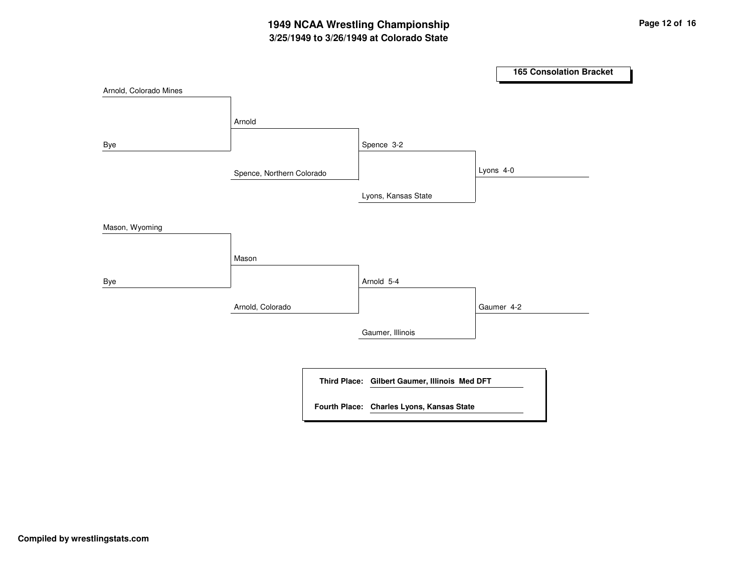# 1949 NCAA Wrestling Championship

## 3/25/1949 to 3/26/1949 at Colorado State

### 165 Consolation Bracket

Arnold, Colorado Mines

Bye

Arnold

Spence, Northern Colorado

Spence 3-2

Lyons, Kansas State

Lyons 4-0

Mason, Wyoming

Bye

Mason

Arnold, Colorado

Arnold 5-4

Gaumer, Illinois

Gaumer 4-2

**Third Place: Gilbert Gaumer, Illinois Med DFT**

**Fourth Place: Charles Lyons, Kansas State**

**Compiled by wrestlingstats.com**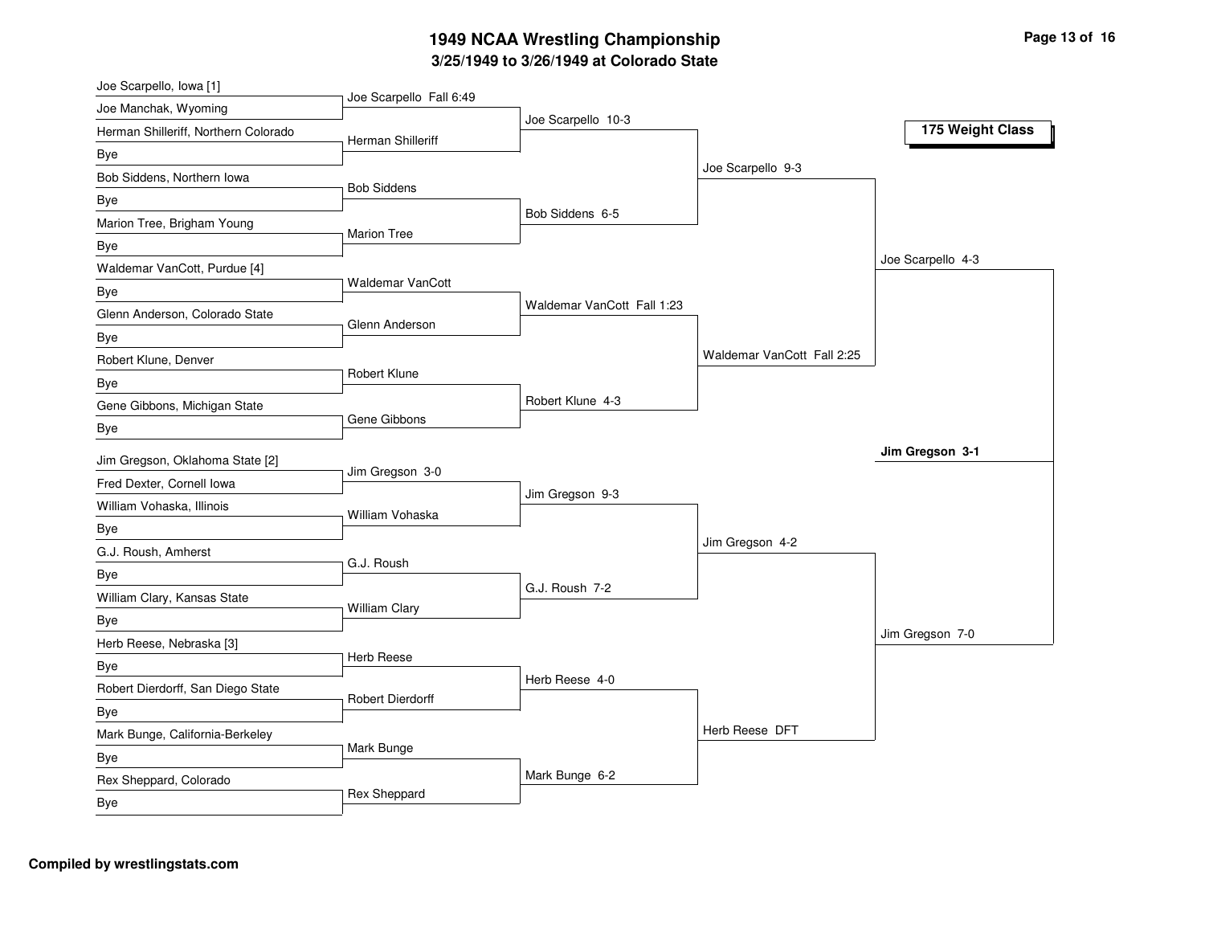# 1949 NCAA Wrestling Championship

## 3/25/1949 to 3/26/1949 at Colorado State

### 175 Weight Class

**First Round**

- Joe Scarpello, Iowa [1] vs Joe Manchak, Wyoming — Joe Scarpello Fall 6:49
- Herman Shilleriff, Northern Colorado vs Bye — Herman Shilleriff
- Bob Siddens, Northern Iowa vs Bye — Bob Siddens
- Marion Tree, Brigham Young vs Bye — Marion Tree
- Waldemar VanCott, Purdue [4] vs Bye — Waldemar VanCott
- Glenn Anderson, Colorado State vs Bye — Glenn Anderson
- Robert Klune, Denver vs Bye — Robert Klune
- Gene Gibbons, Michigan State vs Bye — Gene Gibbons
- Jim Gregson, Oklahoma State [2] vs Fred Dexter, Cornell Iowa — Jim Gregson 3-0
- William Vohaska, Illinois vs Bye — William Vohaska
- G.J. Roush, Amherst vs Bye — G.J. Roush
- William Clary, Kansas State vs Bye — William Clary
- Herb Reese, Nebraska [3] vs Bye — Herb Reese
- Robert Dierdorff, San Diego State vs Bye — Robert Dierdorff
- Mark Bunge, California-Berkeley vs Bye — Mark Bunge
- Rex Sheppard, Colorado vs Bye — Rex Sheppard

**Second Round**

- Joe Scarpello 10-3
- Bob Siddens 6-5
- Waldemar VanCott Fall 1:23
- Robert Klune 4-3
- Jim Gregson 9-3
- G.J. Roush 7-2
- Herb Reese 4-0
- Mark Bunge 6-2

**Quarterfinals**

- Joe Scarpello 9-3
- Waldemar VanCott Fall 2:25
- Jim Gregson 4-2
- Herb Reese DFT

**Semifinals**

- Joe Scarpello 4-3
- Jim Gregson 7-0

**Final**

- **Jim Gregson 3-1**

**Compiled by wrestlingstats.com**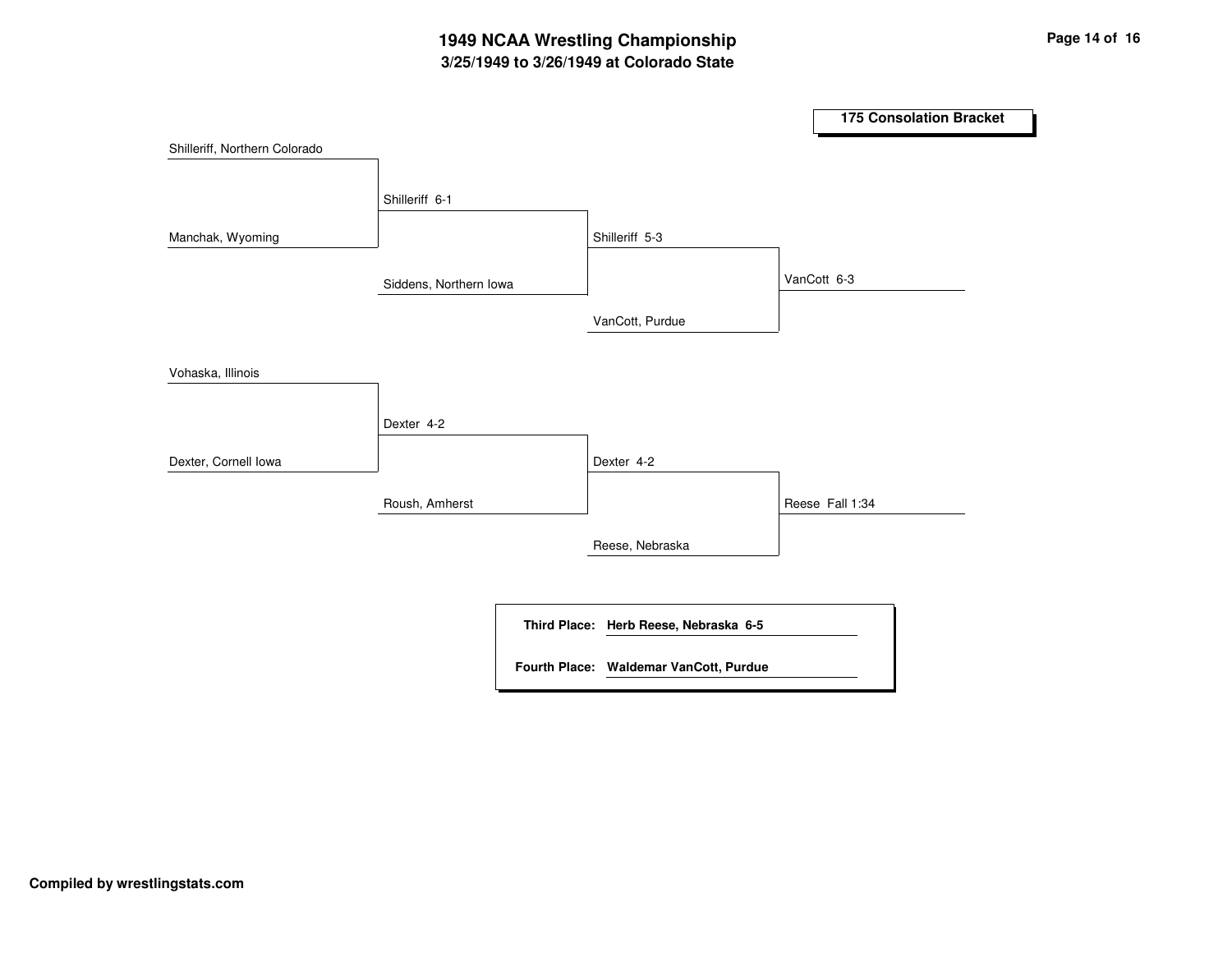# 1949 NCAA Wrestling Championship

## 3/25/1949 to 3/26/1949 at Colorado State

### 175 Consolation Bracket

Shilleriff, Northern Colorado

Manchak, Wyoming

Shilleriff 6-1

Siddens, Northern Iowa

Shilleriff 5-3

VanCott, Purdue

VanCott 6-3

Vohaska, Illinois

Dexter, Cornell Iowa

Dexter 4-2

Roush, Amherst

Dexter 4-2

Reese, Nebraska

Reese Fall 1:34

**Third Place:** **Herb Reese, Nebraska 6-5**

**Fourth Place:** **Waldemar VanCott, Purdue**

**Compiled by wrestlingstats.com**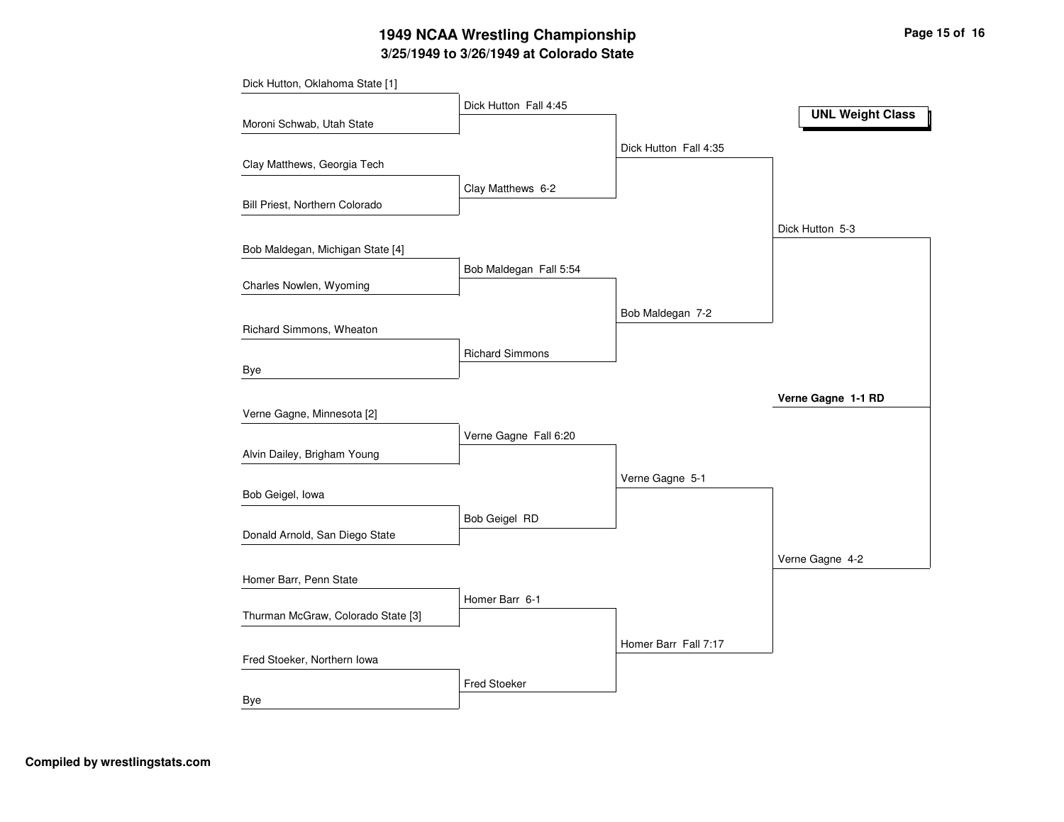# 1949 NCAA Wrestling Championship

## 3/25/1949 to 3/26/1949 at Colorado State

**UNL Weight Class**

Dick Hutton, Oklahoma State [1]
Moroni Schwab, Utah State
Dick Hutton Fall 4:45

Clay Matthews, Georgia Tech
Bill Priest, Northern Colorado
Clay Matthews 6-2

Dick Hutton Fall 4:35

Bob Maldegan, Michigan State [4]
Charles Nowlen, Wyoming
Bob Maldegan Fall 5:54

Richard Simmons, Wheaton
Bye
Richard Simmons

Bob Maldegan 7-2

Dick Hutton 5-3

Verne Gagne, Minnesota [2]
Alvin Dailey, Brigham Young
Verne Gagne Fall 6:20

Bob Geigel, Iowa
Donald Arnold, San Diego State
Bob Geigel RD

Verne Gagne 5-1

Homer Barr, Penn State
Thurman McGraw, Colorado State [3]
Homer Barr 6-1

Fred Stoeker, Northern Iowa
Bye
Fred Stoeker

Homer Barr Fall 7:17

Verne Gagne 4-2

**Verne Gagne 1-1 RD**

**Compiled by wrestlingstats.com**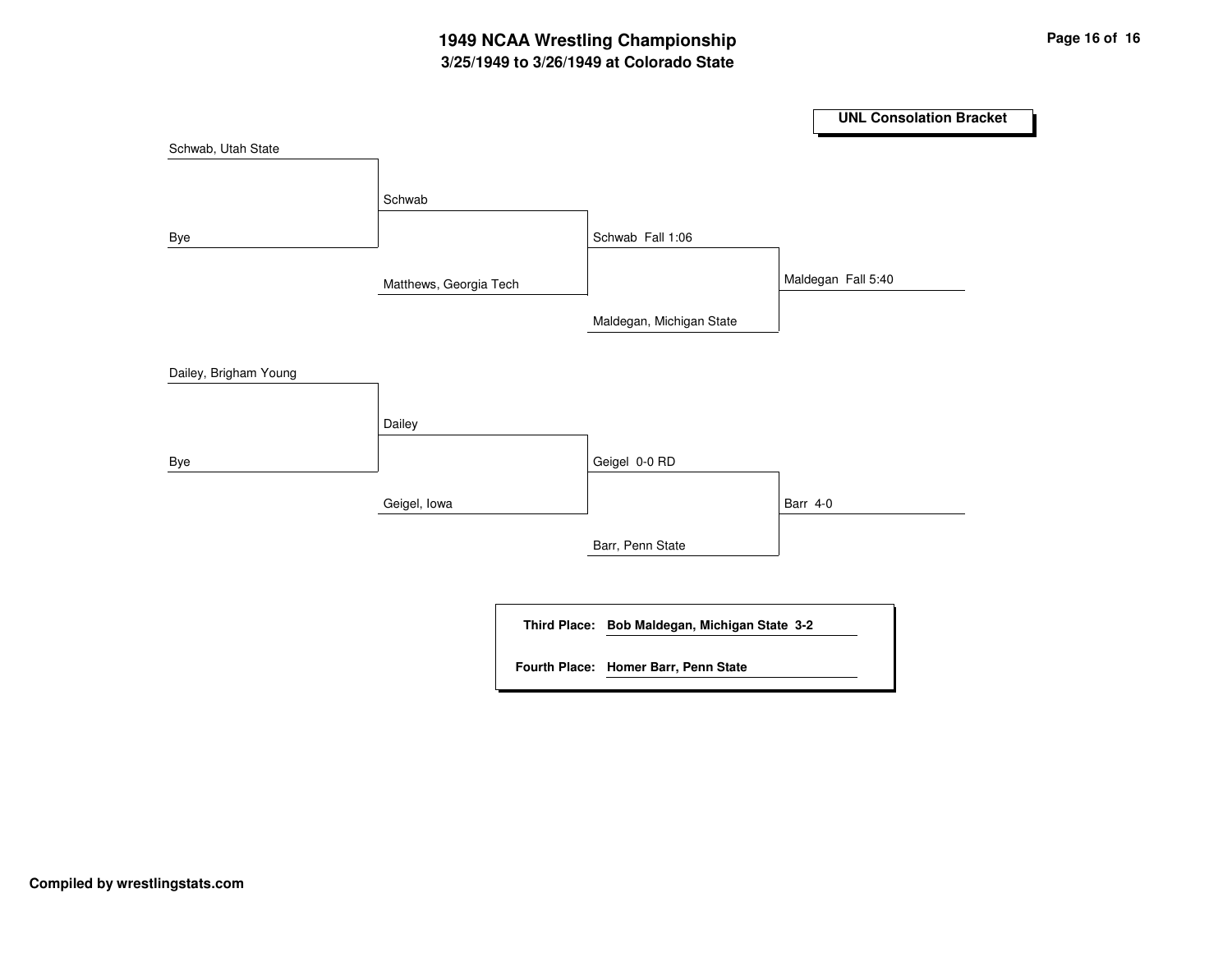# 1949 NCAA Wrestling Championship

## 3/25/1949 to 3/26/1949 at Colorado State

**UNL Consolation Bracket**

Schwab, Utah State

Bye

Schwab

Matthews, Georgia Tech

Schwab Fall 1:06

Maldegan, Michigan State

Maldegan Fall 5:40

Dailey, Brigham Young

Bye

Dailey

Geigel, Iowa

Geigel 0-0 RD

Barr, Penn State

Barr 4-0

**Third Place:** **Bob Maldegan, Michigan State 3-2**

**Fourth Place:** **Homer Barr, Penn State**

**Compiled by wrestlingstats.com**